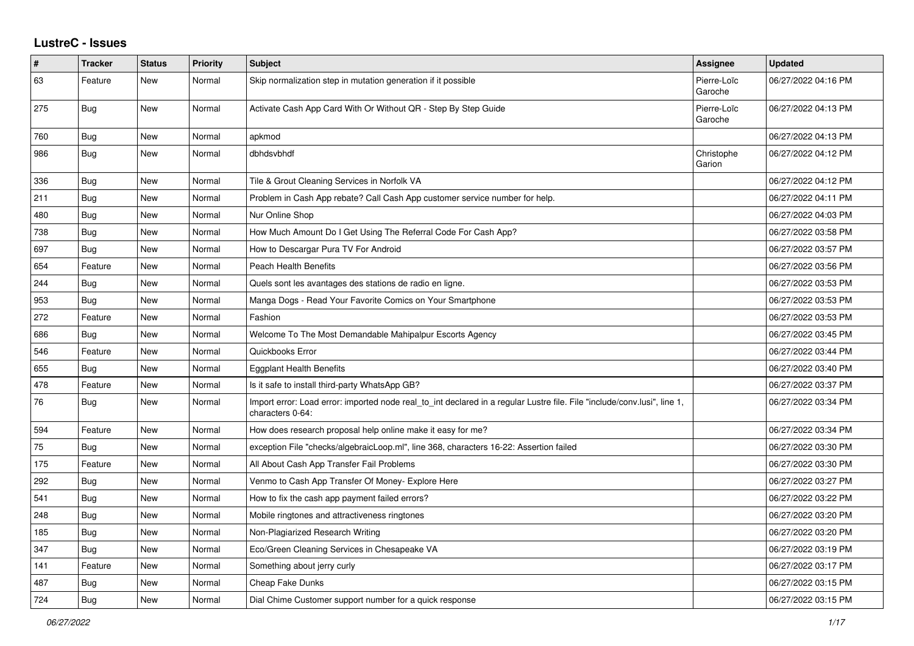# LustreC - Issues

| # | Tracker | Status | Priority | Subject | Assignee | Updated |
|---|---|---|---|---|---|---|
| 63 | Feature | New | Normal | Skip normalization step in mutation generation if it possible | Pierre-Loïc Garoche | 06/27/2022 04:16 PM |
| 275 | Bug | New | Normal | Activate Cash App Card With Or Without QR - Step By Step Guide | Pierre-Loïc Garoche | 06/27/2022 04:13 PM |
| 760 | Bug | New | Normal | apkmod | | 06/27/2022 04:13 PM |
| 986 | Bug | New | Normal | dbhdsvbhdf | Christophe Garion | 06/27/2022 04:12 PM |
| 336 | Bug | New | Normal | Tile & Grout Cleaning Services in Norfolk VA | | 06/27/2022 04:12 PM |
| 211 | Bug | New | Normal | Problem in Cash App rebate? Call Cash App customer service number for help. | | 06/27/2022 04:11 PM |
| 480 | Bug | New | Normal | Nur Online Shop | | 06/27/2022 04:03 PM |
| 738 | Bug | New | Normal | How Much Amount Do I Get Using The Referral Code For Cash App? | | 06/27/2022 03:58 PM |
| 697 | Bug | New | Normal | How to Descargar Pura TV For Android | | 06/27/2022 03:57 PM |
| 654 | Feature | New | Normal | Peach Health Benefits | | 06/27/2022 03:56 PM |
| 244 | Bug | New | Normal | Quels sont les avantages des stations de radio en ligne. | | 06/27/2022 03:53 PM |
| 953 | Bug | New | Normal | Manga Dogs - Read Your Favorite Comics on Your Smartphone | | 06/27/2022 03:53 PM |
| 272 | Feature | New | Normal | Fashion | | 06/27/2022 03:53 PM |
| 686 | Bug | New | Normal | Welcome To The Most Demandable Mahipalpur Escorts Agency | | 06/27/2022 03:45 PM |
| 546 | Feature | New | Normal | Quickbooks Error | | 06/27/2022 03:44 PM |
| 655 | Bug | New | Normal | Eggplant Health Benefits | | 06/27/2022 03:40 PM |
| 478 | Feature | New | Normal | Is it safe to install third-party WhatsApp GB? | | 06/27/2022 03:37 PM |
| 76 | Bug | New | Normal | Import error: Load error: imported node real_to_int declared in a regular Lustre file. File "include/conv.lusi", line 1, characters 0-64: | | 06/27/2022 03:34 PM |
| 594 | Feature | New | Normal | How does research proposal help online make it easy for me? | | 06/27/2022 03:34 PM |
| 75 | Bug | New | Normal | exception File "checks/algebraicLoop.ml", line 368, characters 16-22: Assertion failed | | 06/27/2022 03:30 PM |
| 175 | Feature | New | Normal | All About Cash App Transfer Fail Problems | | 06/27/2022 03:30 PM |
| 292 | Bug | New | Normal | Venmo to Cash App Transfer Of Money- Explore Here | | 06/27/2022 03:27 PM |
| 541 | Bug | New | Normal | How to fix the cash app payment failed errors? | | 06/27/2022 03:22 PM |
| 248 | Bug | New | Normal | Mobile ringtones and attractiveness ringtones | | 06/27/2022 03:20 PM |
| 185 | Bug | New | Normal | Non-Plagiarized Research Writing | | 06/27/2022 03:20 PM |
| 347 | Bug | New | Normal | Eco/Green Cleaning Services in Chesapeake VA | | 06/27/2022 03:19 PM |
| 141 | Feature | New | Normal | Something about jerry curly | | 06/27/2022 03:17 PM |
| 487 | Bug | New | Normal | Cheap Fake Dunks | | 06/27/2022 03:15 PM |
| 724 | Bug | New | Normal | Dial Chime Customer support number for a quick response | | 06/27/2022 03:15 PM |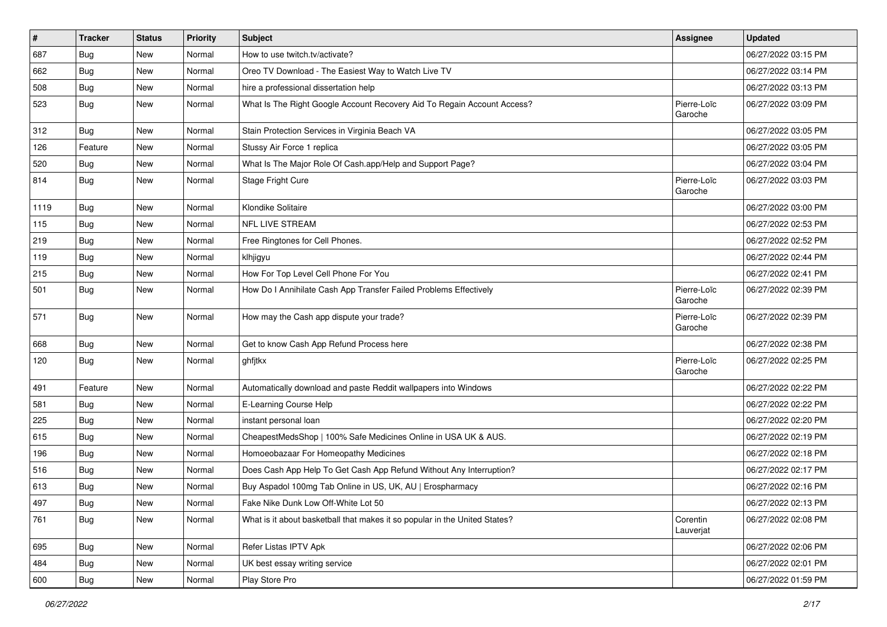| # | Tracker | Status | Priority | Subject | Assignee | Updated |
|---|---|---|---|---|---|---|
| 687 | Bug | New | Normal | How to use twitch.tv/activate? | | 06/27/2022 03:15 PM |
| 662 | Bug | New | Normal | Oreo TV Download - The Easiest Way to Watch Live TV | | 06/27/2022 03:14 PM |
| 508 | Bug | New | Normal | hire a professional dissertation help | | 06/27/2022 03:13 PM |
| 523 | Bug | New | Normal | What Is The Right Google Account Recovery Aid To Regain Account Access? | Pierre-Loïc Garoche | 06/27/2022 03:09 PM |
| 312 | Bug | New | Normal | Stain Protection Services in Virginia Beach VA | | 06/27/2022 03:05 PM |
| 126 | Feature | New | Normal | Stussy Air Force 1 replica | | 06/27/2022 03:05 PM |
| 520 | Bug | New | Normal | What Is The Major Role Of Cash.app/Help and Support Page? | | 06/27/2022 03:04 PM |
| 814 | Bug | New | Normal | Stage Fright Cure | Pierre-Loïc Garoche | 06/27/2022 03:03 PM |
| 1119 | Bug | New | Normal | Klondike Solitaire | | 06/27/2022 03:00 PM |
| 115 | Bug | New | Normal | NFL LIVE STREAM | | 06/27/2022 02:53 PM |
| 219 | Bug | New | Normal | Free Ringtones for Cell Phones. | | 06/27/2022 02:52 PM |
| 119 | Bug | New | Normal | klhjigyu | | 06/27/2022 02:44 PM |
| 215 | Bug | New | Normal | How For Top Level Cell Phone For You | | 06/27/2022 02:41 PM |
| 501 | Bug | New | Normal | How Do I Annihilate Cash App Transfer Failed Problems Effectively | Pierre-Loïc Garoche | 06/27/2022 02:39 PM |
| 571 | Bug | New | Normal | How may the Cash app dispute your trade? | Pierre-Loïc Garoche | 06/27/2022 02:39 PM |
| 668 | Bug | New | Normal | Get to know Cash App Refund Process here | | 06/27/2022 02:38 PM |
| 120 | Bug | New | Normal | ghfjtkx | Pierre-Loïc Garoche | 06/27/2022 02:25 PM |
| 491 | Feature | New | Normal | Automatically download and paste Reddit wallpapers into Windows | | 06/27/2022 02:22 PM |
| 581 | Bug | New | Normal | E-Learning Course Help | | 06/27/2022 02:22 PM |
| 225 | Bug | New | Normal | instant personal loan | | 06/27/2022 02:20 PM |
| 615 | Bug | New | Normal | CheapestMedsShop \| 100% Safe Medicines Online in USA UK & AUS. | | 06/27/2022 02:19 PM |
| 196 | Bug | New | Normal | Homoeobazaar For Homeopathy Medicines | | 06/27/2022 02:18 PM |
| 516 | Bug | New | Normal | Does Cash App Help To Get Cash App Refund Without Any Interruption? | | 06/27/2022 02:17 PM |
| 613 | Bug | New | Normal | Buy Aspadol 100mg Tab Online in US, UK, AU \| Erospharmacy | | 06/27/2022 02:16 PM |
| 497 | Bug | New | Normal | Fake Nike Dunk Low Off-White Lot 50 | | 06/27/2022 02:13 PM |
| 761 | Bug | New | Normal | What is it about basketball that makes it so popular in the United States? | Corentin Lauverjat | 06/27/2022 02:08 PM |
| 695 | Bug | New | Normal | Refer Listas IPTV Apk | | 06/27/2022 02:06 PM |
| 484 | Bug | New | Normal | UK best essay writing service | | 06/27/2022 02:01 PM |
| 600 | Bug | New | Normal | Play Store Pro | | 06/27/2022 01:59 PM |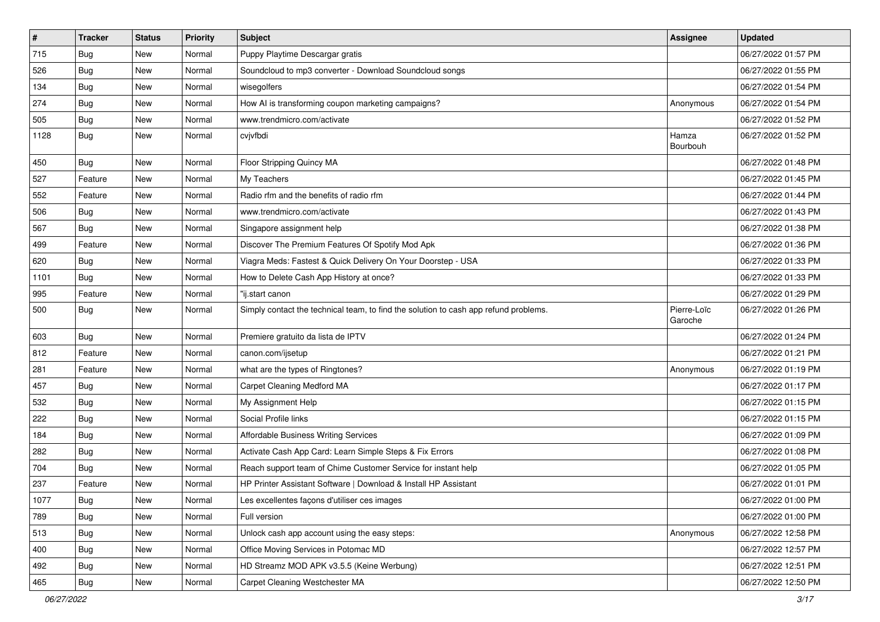| # | Tracker | Status | Priority | Subject | Assignee | Updated |
|---|---|---|---|---|---|---|
| 715 | Bug | New | Normal | Puppy Playtime Descargar gratis | | 06/27/2022 01:57 PM |
| 526 | Bug | New | Normal | Soundcloud to mp3 converter - Download Soundcloud songs | | 06/27/2022 01:55 PM |
| 134 | Bug | New | Normal | wisegolfers | | 06/27/2022 01:54 PM |
| 274 | Bug | New | Normal | How AI is transforming coupon marketing campaigns? | Anonymous | 06/27/2022 01:54 PM |
| 505 | Bug | New | Normal | www.trendmicro.com/activate | | 06/27/2022 01:52 PM |
| 1128 | Bug | New | Normal | cvjvfbdi | Hamza Bourbouh | 06/27/2022 01:52 PM |
| 450 | Bug | New | Normal | Floor Stripping Quincy MA | | 06/27/2022 01:48 PM |
| 527 | Feature | New | Normal | My Teachers | | 06/27/2022 01:45 PM |
| 552 | Feature | New | Normal | Radio rfm and the benefits of radio rfm | | 06/27/2022 01:44 PM |
| 506 | Bug | New | Normal | www.trendmicro.com/activate | | 06/27/2022 01:43 PM |
| 567 | Bug | New | Normal | Singapore assignment help | | 06/27/2022 01:38 PM |
| 499 | Feature | New | Normal | Discover The Premium Features Of Spotify Mod Apk | | 06/27/2022 01:36 PM |
| 620 | Bug | New | Normal | Viagra Meds: Fastest & Quick Delivery On Your Doorstep - USA | | 06/27/2022 01:33 PM |
| 1101 | Bug | New | Normal | How to Delete Cash App History at once? | | 06/27/2022 01:33 PM |
| 995 | Feature | New | Normal | "ij.start canon | | 06/27/2022 01:29 PM |
| 500 | Bug | New | Normal | Simply contact the technical team, to find the solution to cash app refund problems. | Pierre-Loïc Garoche | 06/27/2022 01:26 PM |
| 603 | Bug | New | Normal | Premiere gratuito da lista de IPTV | | 06/27/2022 01:24 PM |
| 812 | Feature | New | Normal | canon.com/ijsetup | | 06/27/2022 01:21 PM |
| 281 | Feature | New | Normal | what are the types of Ringtones? | Anonymous | 06/27/2022 01:19 PM |
| 457 | Bug | New | Normal | Carpet Cleaning Medford MA | | 06/27/2022 01:17 PM |
| 532 | Bug | New | Normal | My Assignment Help | | 06/27/2022 01:15 PM |
| 222 | Bug | New | Normal | Social Profile links | | 06/27/2022 01:15 PM |
| 184 | Bug | New | Normal | Affordable Business Writing Services | | 06/27/2022 01:09 PM |
| 282 | Bug | New | Normal | Activate Cash App Card: Learn Simple Steps & Fix Errors | | 06/27/2022 01:08 PM |
| 704 | Bug | New | Normal | Reach support team of Chime Customer Service for instant help | | 06/27/2022 01:05 PM |
| 237 | Feature | New | Normal | HP Printer Assistant Software \| Download & Install HP Assistant | | 06/27/2022 01:01 PM |
| 1077 | Bug | New | Normal | Les excellentes façons d'utiliser ces images | | 06/27/2022 01:00 PM |
| 789 | Bug | New | Normal | Full version | | 06/27/2022 01:00 PM |
| 513 | Bug | New | Normal | Unlock cash app account using the easy steps: | Anonymous | 06/27/2022 12:58 PM |
| 400 | Bug | New | Normal | Office Moving Services in Potomac MD | | 06/27/2022 12:57 PM |
| 492 | Bug | New | Normal | HD Streamz MOD APK v3.5.5 (Keine Werbung) | | 06/27/2022 12:51 PM |
| 465 | Bug | New | Normal | Carpet Cleaning Westchester MA | | 06/27/2022 12:50 PM |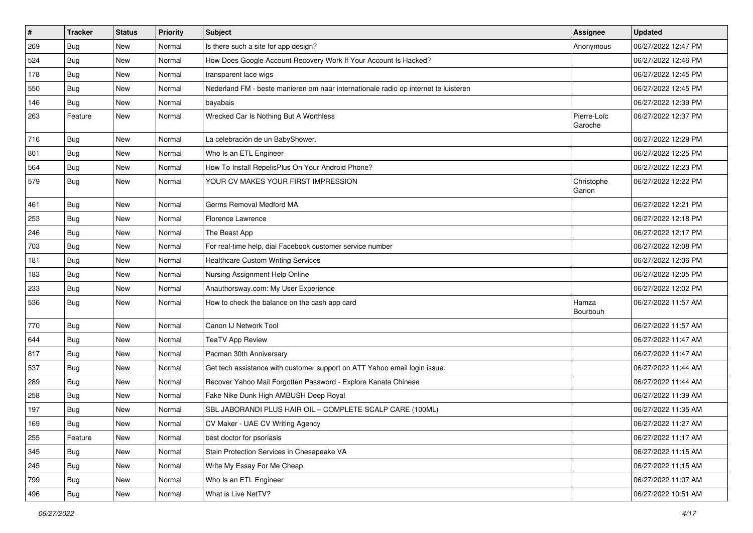| # | Tracker | Status | Priority | Subject | Assignee | Updated |
|---|---|---|---|---|---|---|
| 269 | Bug | New | Normal | Is there such a site for app design? | Anonymous | 06/27/2022 12:47 PM |
| 524 | Bug | New | Normal | How Does Google Account Recovery Work If Your Account Is Hacked? | | 06/27/2022 12:46 PM |
| 178 | Bug | New | Normal | transparent lace wigs | | 06/27/2022 12:45 PM |
| 550 | Bug | New | Normal | Nederland FM - beste manieren om naar internationale radio op internet te luisteren | | 06/27/2022 12:45 PM |
| 146 | Bug | New | Normal | bayabais | | 06/27/2022 12:39 PM |
| 263 | Feature | New | Normal | Wrecked Car Is Nothing But A Worthless | Pierre-Loïc Garoche | 06/27/2022 12:37 PM |
| 716 | Bug | New | Normal | La celebración de un BabyShower. | | 06/27/2022 12:29 PM |
| 801 | Bug | New | Normal | Who Is an ETL Engineer | | 06/27/2022 12:25 PM |
| 564 | Bug | New | Normal | How To Install RepelisPlus On Your Android Phone? | | 06/27/2022 12:23 PM |
| 579 | Bug | New | Normal | YOUR CV MAKES YOUR FIRST IMPRESSION | Christophe Garion | 06/27/2022 12:22 PM |
| 461 | Bug | New | Normal | Germs Removal Medford MA | | 06/27/2022 12:21 PM |
| 253 | Bug | New | Normal | Florence Lawrence | | 06/27/2022 12:18 PM |
| 246 | Bug | New | Normal | The Beast App | | 06/27/2022 12:17 PM |
| 703 | Bug | New | Normal | For real-time help, dial Facebook customer service number | | 06/27/2022 12:08 PM |
| 181 | Bug | New | Normal | Healthcare Custom Writing Services | | 06/27/2022 12:06 PM |
| 183 | Bug | New | Normal | Nursing Assignment Help Online | | 06/27/2022 12:05 PM |
| 233 | Bug | New | Normal | Anauthorsway.com: My User Experience | | 06/27/2022 12:02 PM |
| 536 | Bug | New | Normal | How to check the balance on the cash app card | Hamza Bourbouh | 06/27/2022 11:57 AM |
| 770 | Bug | New | Normal | Canon IJ Network Tool | | 06/27/2022 11:57 AM |
| 644 | Bug | New | Normal | TeaTV App Review | | 06/27/2022 11:47 AM |
| 817 | Bug | New | Normal | Pacman 30th Anniversary | | 06/27/2022 11:47 AM |
| 537 | Bug | New | Normal | Get tech assistance with customer support on ATT Yahoo email login issue. | | 06/27/2022 11:44 AM |
| 289 | Bug | New | Normal | Recover Yahoo Mail Forgotten Password - Explore Kanata Chinese | | 06/27/2022 11:44 AM |
| 258 | Bug | New | Normal | Fake Nike Dunk High AMBUSH Deep Royal | | 06/27/2022 11:39 AM |
| 197 | Bug | New | Normal | SBL JABORANDI PLUS HAIR OIL – COMPLETE SCALP CARE (100ML) | | 06/27/2022 11:35 AM |
| 169 | Bug | New | Normal | CV Maker - UAE CV Writing Agency | | 06/27/2022 11:27 AM |
| 255 | Feature | New | Normal | best doctor for psoriasis | | 06/27/2022 11:17 AM |
| 345 | Bug | New | Normal | Stain Protection Services in Chesapeake VA | | 06/27/2022 11:15 AM |
| 245 | Bug | New | Normal | Write My Essay For Me Cheap | | 06/27/2022 11:15 AM |
| 799 | Bug | New | Normal | Who Is an ETL Engineer | | 06/27/2022 11:07 AM |
| 496 | Bug | New | Normal | What is Live NetTV? | | 06/27/2022 10:51 AM |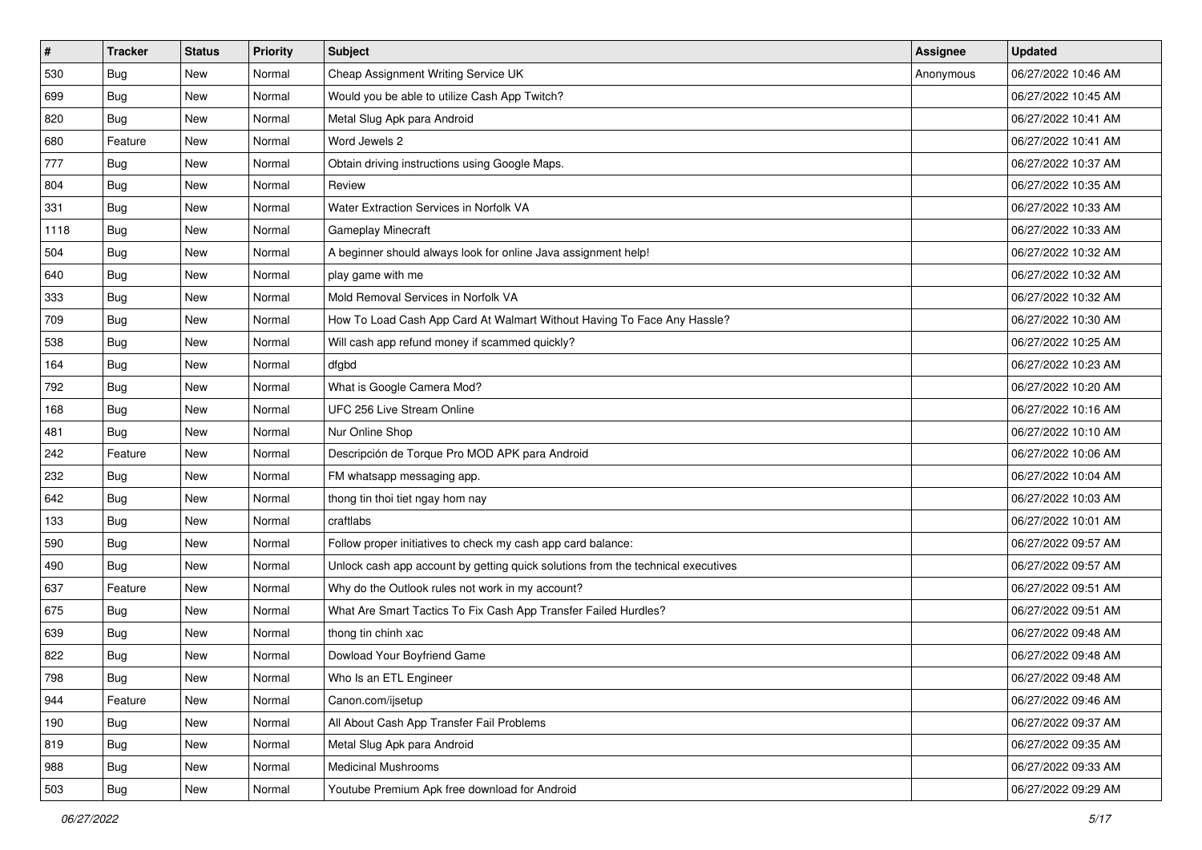| # | Tracker | Status | Priority | Subject | Assignee | Updated |
|---|---|---|---|---|---|---|
| 530 | Bug | New | Normal | Cheap Assignment Writing Service UK | Anonymous | 06/27/2022 10:46 AM |
| 699 | Bug | New | Normal | Would you be able to utilize Cash App Twitch? | | 06/27/2022 10:45 AM |
| 820 | Bug | New | Normal | Metal Slug Apk para Android | | 06/27/2022 10:41 AM |
| 680 | Feature | New | Normal | Word Jewels 2 | | 06/27/2022 10:41 AM |
| 777 | Bug | New | Normal | Obtain driving instructions using Google Maps. | | 06/27/2022 10:37 AM |
| 804 | Bug | New | Normal | Review | | 06/27/2022 10:35 AM |
| 331 | Bug | New | Normal | Water Extraction Services in Norfolk VA | | 06/27/2022 10:33 AM |
| 1118 | Bug | New | Normal | Gameplay Minecraft | | 06/27/2022 10:33 AM |
| 504 | Bug | New | Normal | A beginner should always look for online Java assignment help! | | 06/27/2022 10:32 AM |
| 640 | Bug | New | Normal | play game with me | | 06/27/2022 10:32 AM |
| 333 | Bug | New | Normal | Mold Removal Services in Norfolk VA | | 06/27/2022 10:32 AM |
| 709 | Bug | New | Normal | How To Load Cash App Card At Walmart Without Having To Face Any Hassle? | | 06/27/2022 10:30 AM |
| 538 | Bug | New | Normal | Will cash app refund money if scammed quickly? | | 06/27/2022 10:25 AM |
| 164 | Bug | New | Normal | dfgbd | | 06/27/2022 10:23 AM |
| 792 | Bug | New | Normal | What is Google Camera Mod? | | 06/27/2022 10:20 AM |
| 168 | Bug | New | Normal | UFC 256 Live Stream Online | | 06/27/2022 10:16 AM |
| 481 | Bug | New | Normal | Nur Online Shop | | 06/27/2022 10:10 AM |
| 242 | Feature | New | Normal | Descripción de Torque Pro MOD APK para Android | | 06/27/2022 10:06 AM |
| 232 | Bug | New | Normal | FM whatsapp messaging app. | | 06/27/2022 10:04 AM |
| 642 | Bug | New | Normal | thong tin thoi tiet ngay hom nay | | 06/27/2022 10:03 AM |
| 133 | Bug | New | Normal | craftlabs | | 06/27/2022 10:01 AM |
| 590 | Bug | New | Normal | Follow proper initiatives to check my cash app card balance: | | 06/27/2022 09:57 AM |
| 490 | Bug | New | Normal | Unlock cash app account by getting quick solutions from the technical executives | | 06/27/2022 09:57 AM |
| 637 | Feature | New | Normal | Why do the Outlook rules not work in my account? | | 06/27/2022 09:51 AM |
| 675 | Bug | New | Normal | What Are Smart Tactics To Fix Cash App Transfer Failed Hurdles? | | 06/27/2022 09:51 AM |
| 639 | Bug | New | Normal | thong tin chinh xac | | 06/27/2022 09:48 AM |
| 822 | Bug | New | Normal | Dowload Your Boyfriend Game | | 06/27/2022 09:48 AM |
| 798 | Bug | New | Normal | Who Is an ETL Engineer | | 06/27/2022 09:48 AM |
| 944 | Feature | New | Normal | Canon.com/ijsetup | | 06/27/2022 09:46 AM |
| 190 | Bug | New | Normal | All About Cash App Transfer Fail Problems | | 06/27/2022 09:37 AM |
| 819 | Bug | New | Normal | Metal Slug Apk para Android | | 06/27/2022 09:35 AM |
| 988 | Bug | New | Normal | Medicinal Mushrooms | | 06/27/2022 09:33 AM |
| 503 | Bug | New | Normal | Youtube Premium Apk free download for Android | | 06/27/2022 09:29 AM |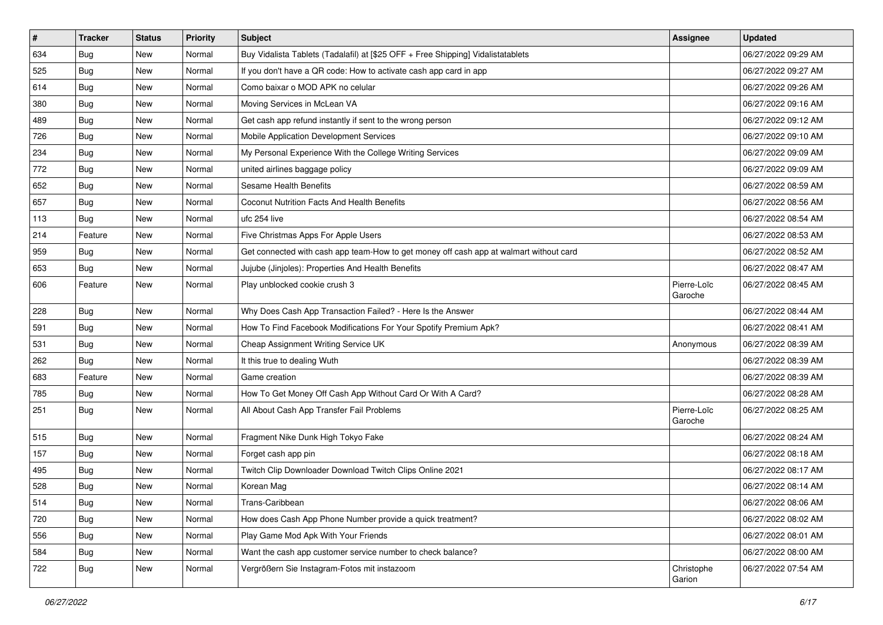| # | Tracker | Status | Priority | Subject | Assignee | Updated |
|---|---|---|---|---|---|---|
| 634 | Bug | New | Normal | Buy Vidalista Tablets (Tadalafil) at [$25 OFF + Free Shipping] Vidalistatablets | | 06/27/2022 09:29 AM |
| 525 | Bug | New | Normal | If you don't have a QR code: How to activate cash app card in app | | 06/27/2022 09:27 AM |
| 614 | Bug | New | Normal | Como baixar o MOD APK no celular | | 06/27/2022 09:26 AM |
| 380 | Bug | New | Normal | Moving Services in McLean VA | | 06/27/2022 09:16 AM |
| 489 | Bug | New | Normal | Get cash app refund instantly if sent to the wrong person | | 06/27/2022 09:12 AM |
| 726 | Bug | New | Normal | Mobile Application Development Services | | 06/27/2022 09:10 AM |
| 234 | Bug | New | Normal | My Personal Experience With the College Writing Services | | 06/27/2022 09:09 AM |
| 772 | Bug | New | Normal | united airlines baggage policy | | 06/27/2022 09:09 AM |
| 652 | Bug | New | Normal | Sesame Health Benefits | | 06/27/2022 08:59 AM |
| 657 | Bug | New | Normal | Coconut Nutrition Facts And Health Benefits | | 06/27/2022 08:56 AM |
| 113 | Bug | New | Normal | ufc 254 live | | 06/27/2022 08:54 AM |
| 214 | Feature | New | Normal | Five Christmas Apps For Apple Users | | 06/27/2022 08:53 AM |
| 959 | Bug | New | Normal | Get connected with cash app team-How to get money off cash app at walmart without card | | 06/27/2022 08:52 AM |
| 653 | Bug | New | Normal | Jujube (Jinjoles): Properties And Health Benefits | | 06/27/2022 08:47 AM |
| 606 | Feature | New | Normal | Play unblocked cookie crush 3 | Pierre-Loïc Garoche | 06/27/2022 08:45 AM |
| 228 | Bug | New | Normal | Why Does Cash App Transaction Failed? - Here Is the Answer | | 06/27/2022 08:44 AM |
| 591 | Bug | New | Normal | How To Find Facebook Modifications For Your Spotify Premium Apk? | | 06/27/2022 08:41 AM |
| 531 | Bug | New | Normal | Cheap Assignment Writing Service UK | Anonymous | 06/27/2022 08:39 AM |
| 262 | Bug | New | Normal | It this true to dealing Wuth | | 06/27/2022 08:39 AM |
| 683 | Feature | New | Normal | Game creation | | 06/27/2022 08:39 AM |
| 785 | Bug | New | Normal | How To Get Money Off Cash App Without Card Or With A Card? | | 06/27/2022 08:28 AM |
| 251 | Bug | New | Normal | All About Cash App Transfer Fail Problems | Pierre-Loïc Garoche | 06/27/2022 08:25 AM |
| 515 | Bug | New | Normal | Fragment Nike Dunk High Tokyo Fake | | 06/27/2022 08:24 AM |
| 157 | Bug | New | Normal | Forget cash app pin | | 06/27/2022 08:18 AM |
| 495 | Bug | New | Normal | Twitch Clip Downloader Download Twitch Clips Online 2021 | | 06/27/2022 08:17 AM |
| 528 | Bug | New | Normal | Korean Mag | | 06/27/2022 08:14 AM |
| 514 | Bug | New | Normal | Trans-Caribbean | | 06/27/2022 08:06 AM |
| 720 | Bug | New | Normal | How does Cash App Phone Number provide a quick treatment? | | 06/27/2022 08:02 AM |
| 556 | Bug | New | Normal | Play Game Mod Apk With Your Friends | | 06/27/2022 08:01 AM |
| 584 | Bug | New | Normal | Want the cash app customer service number to check balance? | | 06/27/2022 08:00 AM |
| 722 | Bug | New | Normal | Vergrößern Sie Instagram-Fotos mit instazoom | Christophe Garion | 06/27/2022 07:54 AM |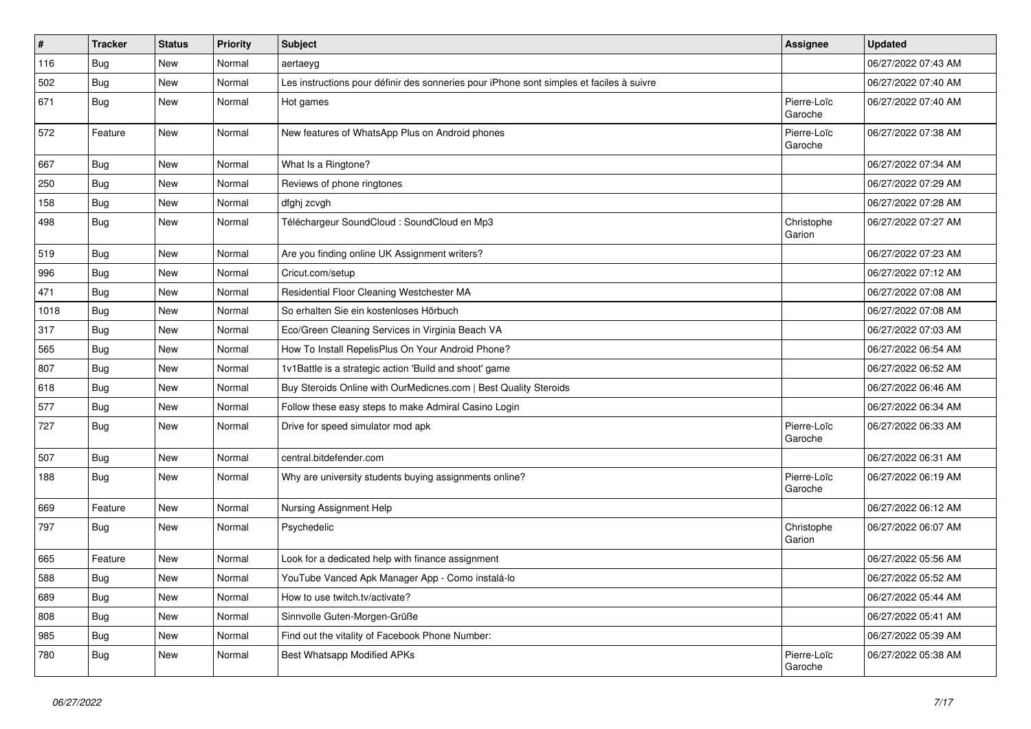| # | Tracker | Status | Priority | Subject | Assignee | Updated |
|---|---|---|---|---|---|---|
| 116 | Bug | New | Normal | aertaeyg | | 06/27/2022 07:43 AM |
| 502 | Bug | New | Normal | Les instructions pour définir des sonneries pour iPhone sont simples et faciles à suivre | | 06/27/2022 07:40 AM |
| 671 | Bug | New | Normal | Hot games | Pierre-Loïc Garoche | 06/27/2022 07:40 AM |
| 572 | Feature | New | Normal | New features of WhatsApp Plus on Android phones | Pierre-Loïc Garoche | 06/27/2022 07:38 AM |
| 667 | Bug | New | Normal | What Is a Ringtone? | | 06/27/2022 07:34 AM |
| 250 | Bug | New | Normal | Reviews of phone ringtones | | 06/27/2022 07:29 AM |
| 158 | Bug | New | Normal | dfghj zcvgh | | 06/27/2022 07:28 AM |
| 498 | Bug | New | Normal | Téléchargeur SoundCloud : SoundCloud en Mp3 | Christophe Garion | 06/27/2022 07:27 AM |
| 519 | Bug | New | Normal | Are you finding online UK Assignment writers? | | 06/27/2022 07:23 AM |
| 996 | Bug | New | Normal | Cricut.com/setup | | 06/27/2022 07:12 AM |
| 471 | Bug | New | Normal | Residential Floor Cleaning Westchester MA | | 06/27/2022 07:08 AM |
| 1018 | Bug | New | Normal | So erhalten Sie ein kostenloses Hörbuch | | 06/27/2022 07:08 AM |
| 317 | Bug | New | Normal | Eco/Green Cleaning Services in Virginia Beach VA | | 06/27/2022 07:03 AM |
| 565 | Bug | New | Normal | How To Install RepelisPlus On Your Android Phone? | | 06/27/2022 06:54 AM |
| 807 | Bug | New | Normal | 1v1Battle is a strategic action 'Build and shoot' game | | 06/27/2022 06:52 AM |
| 618 | Bug | New | Normal | Buy Steroids Online with OurMedicnes.com \| Best Quality Steroids | | 06/27/2022 06:46 AM |
| 577 | Bug | New | Normal | Follow these easy steps to make Admiral Casino Login | | 06/27/2022 06:34 AM |
| 727 | Bug | New | Normal | Drive for speed simulator mod apk | Pierre-Loïc Garoche | 06/27/2022 06:33 AM |
| 507 | Bug | New | Normal | central.bitdefender.com | | 06/27/2022 06:31 AM |
| 188 | Bug | New | Normal | Why are university students buying assignments online? | Pierre-Loïc Garoche | 06/27/2022 06:19 AM |
| 669 | Feature | New | Normal | Nursing Assignment Help | | 06/27/2022 06:12 AM |
| 797 | Bug | New | Normal | Psychedelic | Christophe Garion | 06/27/2022 06:07 AM |
| 665 | Feature | New | Normal | Look for a dedicated help with finance assignment | | 06/27/2022 05:56 AM |
| 588 | Bug | New | Normal | YouTube Vanced Apk Manager App - Como instalá-lo | | 06/27/2022 05:52 AM |
| 689 | Bug | New | Normal | How to use twitch.tv/activate? | | 06/27/2022 05:44 AM |
| 808 | Bug | New | Normal | Sinnvolle Guten-Morgen-Grüße | | 06/27/2022 05:41 AM |
| 985 | Bug | New | Normal | Find out the vitality of Facebook Phone Number: | | 06/27/2022 05:39 AM |
| 780 | Bug | New | Normal | Best Whatsapp Modified APKs | Pierre-Loïc Garoche | 06/27/2022 05:38 AM |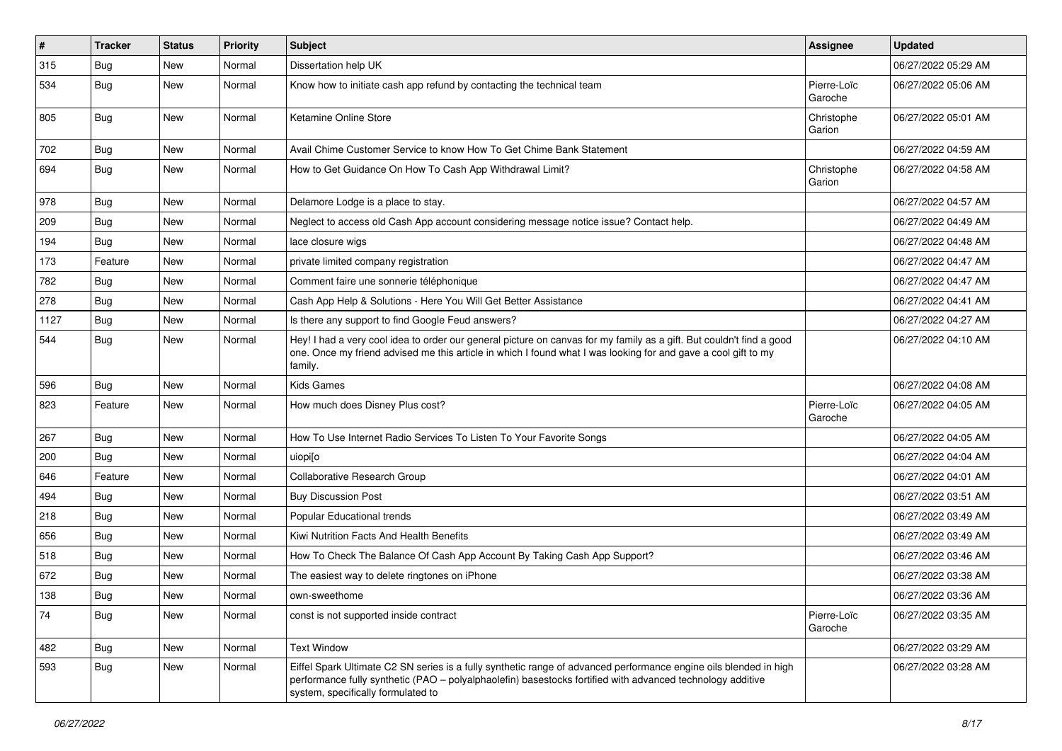| # | Tracker | Status | Priority | Subject | Assignee | Updated |
|---|---|---|---|---|---|---|
| 315 | Bug | New | Normal | Dissertation help UK | | 06/27/2022 05:29 AM |
| 534 | Bug | New | Normal | Know how to initiate cash app refund by contacting the technical team | Pierre-Loïc Garoche | 06/27/2022 05:06 AM |
| 805 | Bug | New | Normal | Ketamine Online Store | Christophe Garion | 06/27/2022 05:01 AM |
| 702 | Bug | New | Normal | Avail Chime Customer Service to know How To Get Chime Bank Statement | | 06/27/2022 04:59 AM |
| 694 | Bug | New | Normal | How to Get Guidance On How To Cash App Withdrawal Limit? | Christophe Garion | 06/27/2022 04:58 AM |
| 978 | Bug | New | Normal | Delamore Lodge is a place to stay. | | 06/27/2022 04:57 AM |
| 209 | Bug | New | Normal | Neglect to access old Cash App account considering message notice issue? Contact help. | | 06/27/2022 04:49 AM |
| 194 | Bug | New | Normal | lace closure wigs | | 06/27/2022 04:48 AM |
| 173 | Feature | New | Normal | private limited company registration | | 06/27/2022 04:47 AM |
| 782 | Bug | New | Normal | Comment faire une sonnerie téléphonique | | 06/27/2022 04:47 AM |
| 278 | Bug | New | Normal | Cash App Help & Solutions - Here You Will Get Better Assistance | | 06/27/2022 04:41 AM |
| 1127 | Bug | New | Normal | Is there any support to find Google Feud answers? | | 06/27/2022 04:27 AM |
| 544 | Bug | New | Normal | Hey! I had a very cool idea to order our general picture on canvas for my family as a gift. But couldn't find a good one. Once my friend advised me this article in which I found what I was looking for and gave a cool gift to my family. | | 06/27/2022 04:10 AM |
| 596 | Bug | New | Normal | Kids Games | | 06/27/2022 04:08 AM |
| 823 | Feature | New | Normal | How much does Disney Plus cost? | Pierre-Loïc Garoche | 06/27/2022 04:05 AM |
| 267 | Bug | New | Normal | How To Use Internet Radio Services To Listen To Your Favorite Songs | | 06/27/2022 04:05 AM |
| 200 | Bug | New | Normal | uiopi[o | | 06/27/2022 04:04 AM |
| 646 | Feature | New | Normal | Collaborative Research Group | | 06/27/2022 04:01 AM |
| 494 | Bug | New | Normal | Buy Discussion Post | | 06/27/2022 03:51 AM |
| 218 | Bug | New | Normal | Popular Educational trends | | 06/27/2022 03:49 AM |
| 656 | Bug | New | Normal | Kiwi Nutrition Facts And Health Benefits | | 06/27/2022 03:49 AM |
| 518 | Bug | New | Normal | How To Check The Balance Of Cash App Account By Taking Cash App Support? | | 06/27/2022 03:46 AM |
| 672 | Bug | New | Normal | The easiest way to delete ringtones on iPhone | | 06/27/2022 03:38 AM |
| 138 | Bug | New | Normal | own-sweethome | | 06/27/2022 03:36 AM |
| 74 | Bug | New | Normal | const is not supported inside contract | Pierre-Loïc Garoche | 06/27/2022 03:35 AM |
| 482 | Bug | New | Normal | Text Window | | 06/27/2022 03:29 AM |
| 593 | Bug | New | Normal | Eiffel Spark Ultimate C2 SN series is a fully synthetic range of advanced performance engine oils blended in high performance fully synthetic (PAO – polyalphaolefin) basestocks fortified with advanced technology additive system, specifically formulated to | | 06/27/2022 03:28 AM |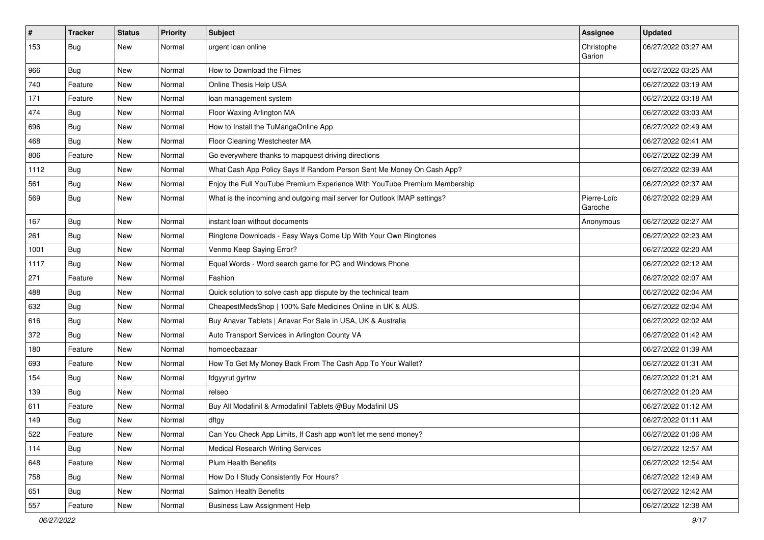| # | Tracker | Status | Priority | Subject | Assignee | Updated |
|---|---|---|---|---|---|---|
| 153 | Bug | New | Normal | urgent loan online | Christophe Garion | 06/27/2022 03:27 AM |
| 966 | Bug | New | Normal | How to Download the Filmes | | 06/27/2022 03:25 AM |
| 740 | Feature | New | Normal | Online Thesis Help USA | | 06/27/2022 03:19 AM |
| 171 | Feature | New | Normal | loan management system | | 06/27/2022 03:18 AM |
| 474 | Bug | New | Normal | Floor Waxing Arlington MA | | 06/27/2022 03:03 AM |
| 696 | Bug | New | Normal | How to Install the TuMangaOnline App | | 06/27/2022 02:49 AM |
| 468 | Bug | New | Normal | Floor Cleaning Westchester MA | | 06/27/2022 02:41 AM |
| 806 | Feature | New | Normal | Go everywhere thanks to mapquest driving directions | | 06/27/2022 02:39 AM |
| 1112 | Bug | New | Normal | What Cash App Policy Says If Random Person Sent Me Money On Cash App? | | 06/27/2022 02:39 AM |
| 561 | Bug | New | Normal | Enjoy the Full YouTube Premium Experience With YouTube Premium Membership | | 06/27/2022 02:37 AM |
| 569 | Bug | New | Normal | What is the incoming and outgoing mail server for Outlook IMAP settings? | Pierre-Loïc Garoche | 06/27/2022 02:29 AM |
| 167 | Bug | New | Normal | instant loan without documents | Anonymous | 06/27/2022 02:27 AM |
| 261 | Bug | New | Normal | Ringtone Downloads - Easy Ways Come Up With Your Own Ringtones | | 06/27/2022 02:23 AM |
| 1001 | Bug | New | Normal | Venmo Keep Saying Error? | | 06/27/2022 02:20 AM |
| 1117 | Bug | New | Normal | Equal Words - Word search game for PC and Windows Phone | | 06/27/2022 02:12 AM |
| 271 | Feature | New | Normal | Fashion | | 06/27/2022 02:07 AM |
| 488 | Bug | New | Normal | Quick solution to solve cash app dispute by the technical team | | 06/27/2022 02:04 AM |
| 632 | Bug | New | Normal | CheapestMedsShop \| 100% Safe Medicines Online in UK & AUS. | | 06/27/2022 02:04 AM |
| 616 | Bug | New | Normal | Buy Anavar Tablets \| Anavar For Sale in USA, UK & Australia | | 06/27/2022 02:02 AM |
| 372 | Bug | New | Normal | Auto Transport Services in Arlington County VA | | 06/27/2022 01:42 AM |
| 180 | Feature | New | Normal | homoeobazaar | | 06/27/2022 01:39 AM |
| 693 | Feature | New | Normal | How To Get My Money Back From The Cash App To Your Wallet? | | 06/27/2022 01:31 AM |
| 154 | Bug | New | Normal | fdgyyrut gyrtrw | | 06/27/2022 01:21 AM |
| 139 | Bug | New | Normal | relseo | | 06/27/2022 01:20 AM |
| 611 | Feature | New | Normal | Buy All Modafinil & Armodafinil Tablets @Buy Modafinil US | | 06/27/2022 01:12 AM |
| 149 | Bug | New | Normal | dftgy | | 06/27/2022 01:11 AM |
| 522 | Feature | New | Normal | Can You Check App Limits, If Cash app won't let me send money? | | 06/27/2022 01:06 AM |
| 114 | Bug | New | Normal | Medical Research Writing Services | | 06/27/2022 12:57 AM |
| 648 | Feature | New | Normal | Plum Health Benefits | | 06/27/2022 12:54 AM |
| 758 | Bug | New | Normal | How Do I Study Consistently For Hours? | | 06/27/2022 12:49 AM |
| 651 | Bug | New | Normal | Salmon Health Benefits | | 06/27/2022 12:42 AM |
| 557 | Feature | New | Normal | Business Law Assignment Help | | 06/27/2022 12:38 AM |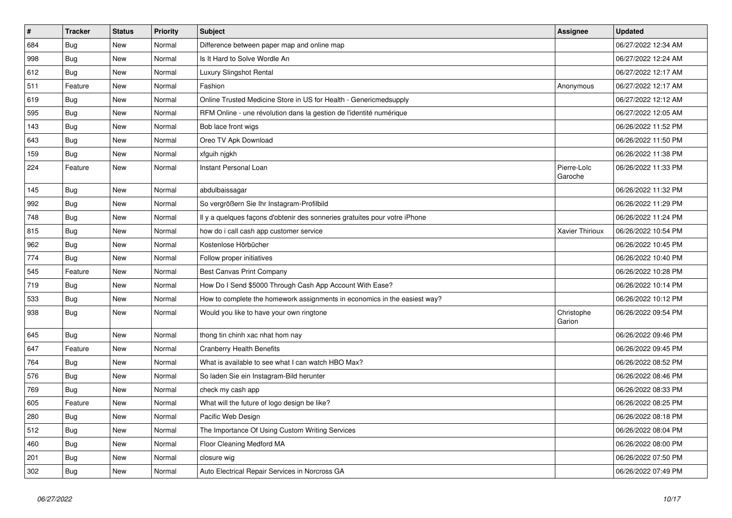| # | Tracker | Status | Priority | Subject | Assignee | Updated |
|---|---|---|---|---|---|---|
| 684 | Bug | New | Normal | Difference between paper map and online map | | 06/27/2022 12:34 AM |
| 998 | Bug | New | Normal | Is It Hard to Solve Wordle An | | 06/27/2022 12:24 AM |
| 612 | Bug | New | Normal | Luxury Slingshot Rental | | 06/27/2022 12:17 AM |
| 511 | Feature | New | Normal | Fashion | Anonymous | 06/27/2022 12:17 AM |
| 619 | Bug | New | Normal | Online Trusted Medicine Store in US for Health - Genericmedsupply | | 06/27/2022 12:12 AM |
| 595 | Bug | New | Normal | RFM Online - une révolution dans la gestion de l'identité numérique | | 06/27/2022 12:05 AM |
| 143 | Bug | New | Normal | Bob lace front wigs | | 06/26/2022 11:52 PM |
| 643 | Bug | New | Normal | Oreo TV Apk Download | | 06/26/2022 11:50 PM |
| 159 | Bug | New | Normal | xfguih njgkh | | 06/26/2022 11:38 PM |
| 224 | Feature | New | Normal | Instant Personal Loan | Pierre-Loïc Garoche | 06/26/2022 11:33 PM |
| 145 | Bug | New | Normal | abdulbaissagar | | 06/26/2022 11:32 PM |
| 992 | Bug | New | Normal | So vergrößern Sie Ihr Instagram-Profilbild | | 06/26/2022 11:29 PM |
| 748 | Bug | New | Normal | Il y a quelques façons d'obtenir des sonneries gratuites pour votre iPhone | | 06/26/2022 11:24 PM |
| 815 | Bug | New | Normal | how do i call cash app customer service | Xavier Thirioux | 06/26/2022 10:54 PM |
| 962 | Bug | New | Normal | Kostenlose Hörbücher | | 06/26/2022 10:45 PM |
| 774 | Bug | New | Normal | Follow proper initiatives | | 06/26/2022 10:40 PM |
| 545 | Feature | New | Normal | Best Canvas Print Company | | 06/26/2022 10:28 PM |
| 719 | Bug | New | Normal | How Do I Send $5000 Through Cash App Account With Ease? | | 06/26/2022 10:14 PM |
| 533 | Bug | New | Normal | How to complete the homework assignments in economics in the easiest way? | | 06/26/2022 10:12 PM |
| 938 | Bug | New | Normal | Would you like to have your own ringtone | Christophe Garion | 06/26/2022 09:54 PM |
| 645 | Bug | New | Normal | thong tin chinh xac nhat hom nay | | 06/26/2022 09:46 PM |
| 647 | Feature | New | Normal | Cranberry Health Benefits | | 06/26/2022 09:45 PM |
| 764 | Bug | New | Normal | What is available to see what I can watch HBO Max? | | 06/26/2022 08:52 PM |
| 576 | Bug | New | Normal | So laden Sie ein Instagram-Bild herunter | | 06/26/2022 08:46 PM |
| 769 | Bug | New | Normal | check my cash app | | 06/26/2022 08:33 PM |
| 605 | Feature | New | Normal | What will the future of logo design be like? | | 06/26/2022 08:25 PM |
| 280 | Bug | New | Normal | Pacific Web Design | | 06/26/2022 08:18 PM |
| 512 | Bug | New | Normal | The Importance Of Using Custom Writing Services | | 06/26/2022 08:04 PM |
| 460 | Bug | New | Normal | Floor Cleaning Medford MA | | 06/26/2022 08:00 PM |
| 201 | Bug | New | Normal | closure wig | | 06/26/2022 07:50 PM |
| 302 | Bug | New | Normal | Auto Electrical Repair Services in Norcross GA | | 06/26/2022 07:49 PM |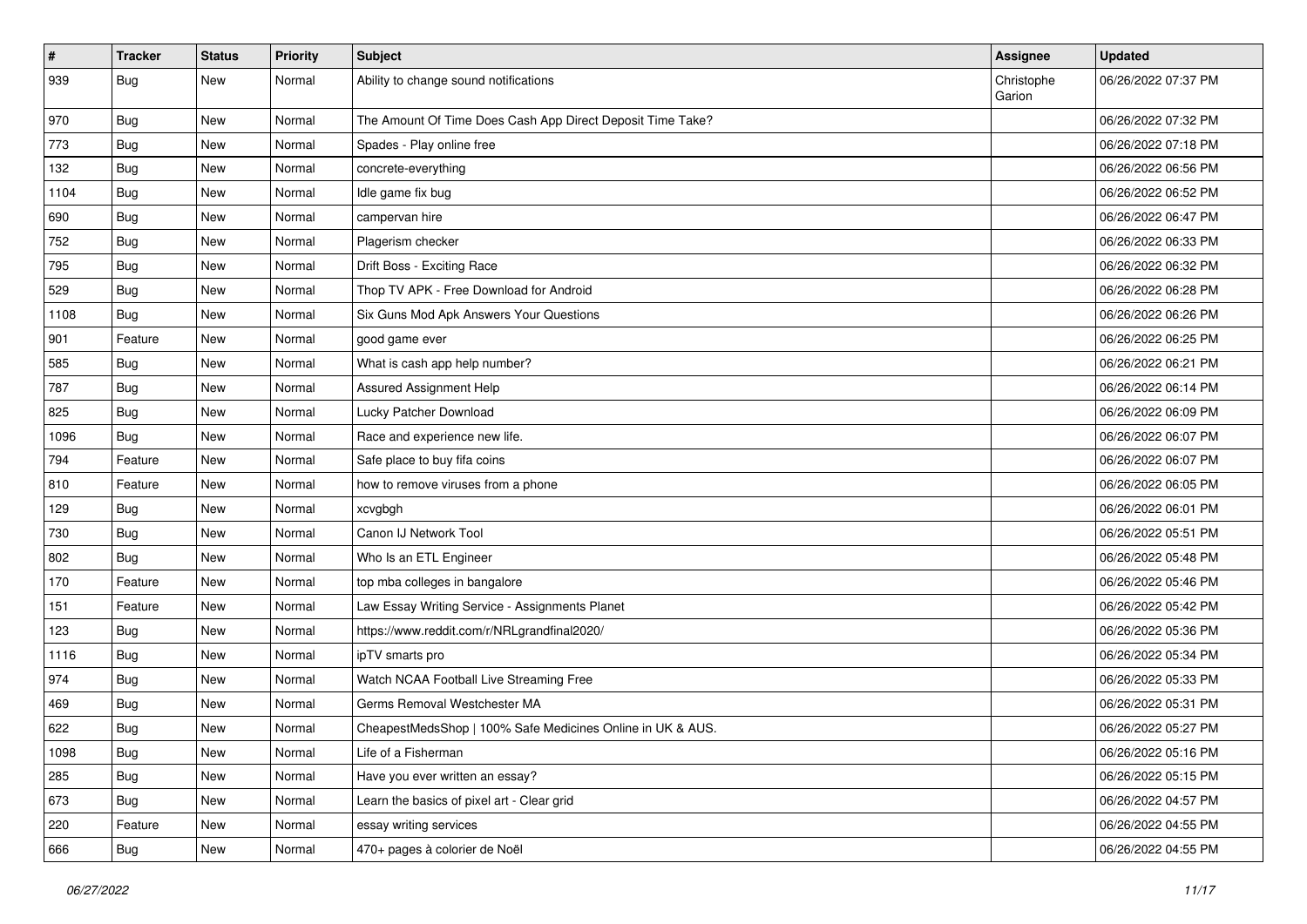| # | Tracker | Status | Priority | Subject | Assignee | Updated |
|---|---|---|---|---|---|---|
| 939 | Bug | New | Normal | Ability to change sound notifications | Christophe Garion | 06/26/2022 07:37 PM |
| 970 | Bug | New | Normal | The Amount Of Time Does Cash App Direct Deposit Time Take? | | 06/26/2022 07:32 PM |
| 773 | Bug | New | Normal | Spades - Play online free | | 06/26/2022 07:18 PM |
| 132 | Bug | New | Normal | concrete-everything | | 06/26/2022 06:56 PM |
| 1104 | Bug | New | Normal | Idle game fix bug | | 06/26/2022 06:52 PM |
| 690 | Bug | New | Normal | campervan hire | | 06/26/2022 06:47 PM |
| 752 | Bug | New | Normal | Plagerism checker | | 06/26/2022 06:33 PM |
| 795 | Bug | New | Normal | Drift Boss - Exciting Race | | 06/26/2022 06:32 PM |
| 529 | Bug | New | Normal | Thop TV APK - Free Download for Android | | 06/26/2022 06:28 PM |
| 1108 | Bug | New | Normal | Six Guns Mod Apk Answers Your Questions | | 06/26/2022 06:26 PM |
| 901 | Feature | New | Normal | good game ever | | 06/26/2022 06:25 PM |
| 585 | Bug | New | Normal | What is cash app help number? | | 06/26/2022 06:21 PM |
| 787 | Bug | New | Normal | Assured Assignment Help | | 06/26/2022 06:14 PM |
| 825 | Bug | New | Normal | Lucky Patcher Download | | 06/26/2022 06:09 PM |
| 1096 | Bug | New | Normal | Race and experience new life. | | 06/26/2022 06:07 PM |
| 794 | Feature | New | Normal | Safe place to buy fifa coins | | 06/26/2022 06:07 PM |
| 810 | Feature | New | Normal | how to remove viruses from a phone | | 06/26/2022 06:05 PM |
| 129 | Bug | New | Normal | xcvgbgh | | 06/26/2022 06:01 PM |
| 730 | Bug | New | Normal | Canon IJ Network Tool | | 06/26/2022 05:51 PM |
| 802 | Bug | New | Normal | Who Is an ETL Engineer | | 06/26/2022 05:48 PM |
| 170 | Feature | New | Normal | top mba colleges in bangalore | | 06/26/2022 05:46 PM |
| 151 | Feature | New | Normal | Law Essay Writing Service - Assignments Planet | | 06/26/2022 05:42 PM |
| 123 | Bug | New | Normal | https://www.reddit.com/r/NRLgrandfinal2020/ | | 06/26/2022 05:36 PM |
| 1116 | Bug | New | Normal | ipTV smarts pro | | 06/26/2022 05:34 PM |
| 974 | Bug | New | Normal | Watch NCAA Football Live Streaming Free | | 06/26/2022 05:33 PM |
| 469 | Bug | New | Normal | Germs Removal Westchester MA | | 06/26/2022 05:31 PM |
| 622 | Bug | New | Normal | CheapestMedsShop \| 100% Safe Medicines Online in UK & AUS. | | 06/26/2022 05:27 PM |
| 1098 | Bug | New | Normal | Life of a Fisherman | | 06/26/2022 05:16 PM |
| 285 | Bug | New | Normal | Have you ever written an essay? | | 06/26/2022 05:15 PM |
| 673 | Bug | New | Normal | Learn the basics of pixel art - Clear grid | | 06/26/2022 04:57 PM |
| 220 | Feature | New | Normal | essay writing services | | 06/26/2022 04:55 PM |
| 666 | Bug | New | Normal | 470+ pages à colorier de Noël | | 06/26/2022 04:55 PM |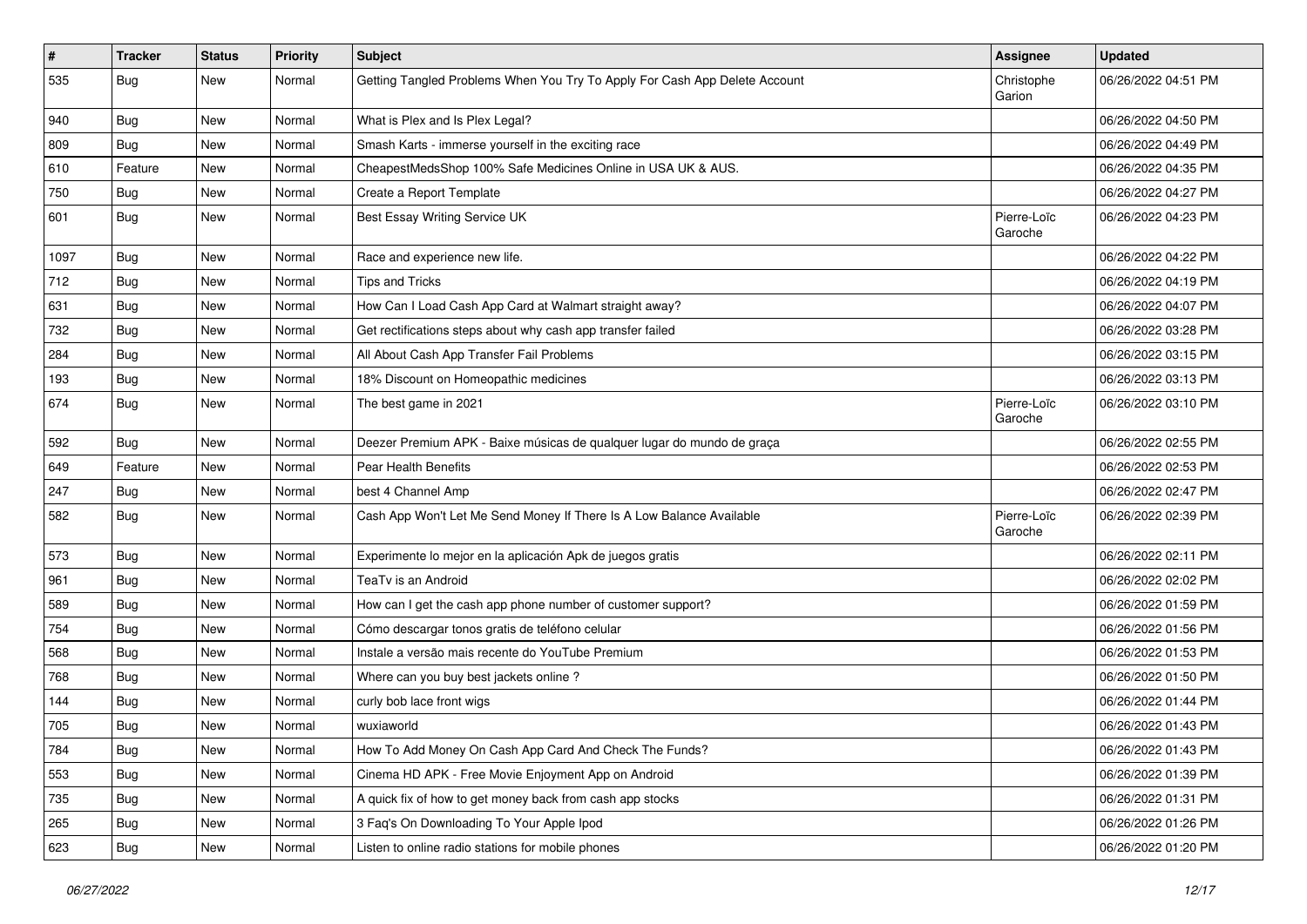| # | Tracker | Status | Priority | Subject | Assignee | Updated |
|---|---|---|---|---|---|---|
| 535 | Bug | New | Normal | Getting Tangled Problems When You Try To Apply For Cash App Delete Account | Christophe Garion | 06/26/2022 04:51 PM |
| 940 | Bug | New | Normal | What is Plex and Is Plex Legal? | | 06/26/2022 04:50 PM |
| 809 | Bug | New | Normal | Smash Karts - immerse yourself in the exciting race | | 06/26/2022 04:49 PM |
| 610 | Feature | New | Normal | CheapestMedsShop 100% Safe Medicines Online in USA UK & AUS. | | 06/26/2022 04:35 PM |
| 750 | Bug | New | Normal | Create a Report Template | | 06/26/2022 04:27 PM |
| 601 | Bug | New | Normal | Best Essay Writing Service UK | Pierre-Loïc Garoche | 06/26/2022 04:23 PM |
| 1097 | Bug | New | Normal | Race and experience new life. | | 06/26/2022 04:22 PM |
| 712 | Bug | New | Normal | Tips and Tricks | | 06/26/2022 04:19 PM |
| 631 | Bug | New | Normal | How Can I Load Cash App Card at Walmart straight away? | | 06/26/2022 04:07 PM |
| 732 | Bug | New | Normal | Get rectifications steps about why cash app transfer failed | | 06/26/2022 03:28 PM |
| 284 | Bug | New | Normal | All About Cash App Transfer Fail Problems | | 06/26/2022 03:15 PM |
| 193 | Bug | New | Normal | 18% Discount on Homeopathic medicines | | 06/26/2022 03:13 PM |
| 674 | Bug | New | Normal | The best game in 2021 | Pierre-Loïc Garoche | 06/26/2022 03:10 PM |
| 592 | Bug | New | Normal | Deezer Premium APK - Baixe músicas de qualquer lugar do mundo de graça | | 06/26/2022 02:55 PM |
| 649 | Feature | New | Normal | Pear Health Benefits | | 06/26/2022 02:53 PM |
| 247 | Bug | New | Normal | best 4 Channel Amp | | 06/26/2022 02:47 PM |
| 582 | Bug | New | Normal | Cash App Won't Let Me Send Money If There Is A Low Balance Available | Pierre-Loïc Garoche | 06/26/2022 02:39 PM |
| 573 | Bug | New | Normal | Experimente lo mejor en la aplicación Apk de juegos gratis | | 06/26/2022 02:11 PM |
| 961 | Bug | New | Normal | TeaTv is an Android | | 06/26/2022 02:02 PM |
| 589 | Bug | New | Normal | How can I get the cash app phone number of customer support? | | 06/26/2022 01:59 PM |
| 754 | Bug | New | Normal | Cómo descargar tonos gratis de teléfono celular | | 06/26/2022 01:56 PM |
| 568 | Bug | New | Normal | Instale a versão mais recente do YouTube Premium | | 06/26/2022 01:53 PM |
| 768 | Bug | New | Normal | Where can you buy best jackets online ? | | 06/26/2022 01:50 PM |
| 144 | Bug | New | Normal | curly bob lace front wigs | | 06/26/2022 01:44 PM |
| 705 | Bug | New | Normal | wuxiaworld | | 06/26/2022 01:43 PM |
| 784 | Bug | New | Normal | How To Add Money On Cash App Card And Check The Funds? | | 06/26/2022 01:43 PM |
| 553 | Bug | New | Normal | Cinema HD APK - Free Movie Enjoyment App on Android | | 06/26/2022 01:39 PM |
| 735 | Bug | New | Normal | A quick fix of how to get money back from cash app stocks | | 06/26/2022 01:31 PM |
| 265 | Bug | New | Normal | 3 Faq's On Downloading To Your Apple Ipod | | 06/26/2022 01:26 PM |
| 623 | Bug | New | Normal | Listen to online radio stations for mobile phones | | 06/26/2022 01:20 PM |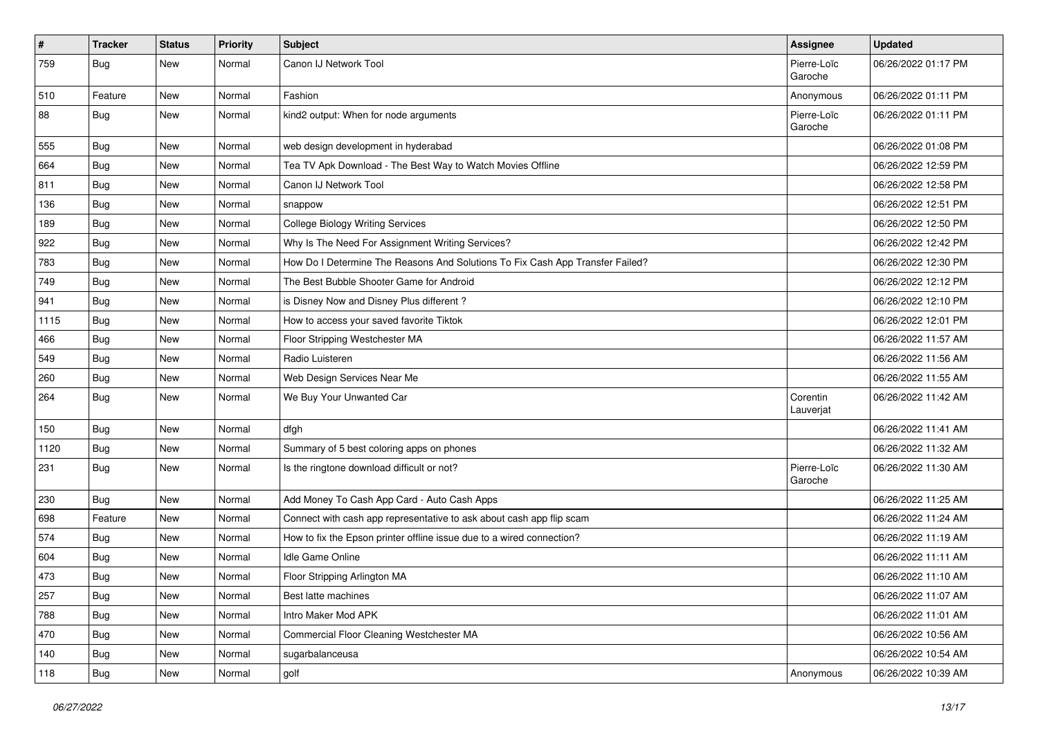| # | Tracker | Status | Priority | Subject | Assignee | Updated |
|---|---|---|---|---|---|---|
| 759 | Bug | New | Normal | Canon IJ Network Tool | Pierre-Loïc Garoche | 06/26/2022 01:17 PM |
| 510 | Feature | New | Normal | Fashion | Anonymous | 06/26/2022 01:11 PM |
| 88 | Bug | New | Normal | kind2 output: When for node arguments | Pierre-Loïc Garoche | 06/26/2022 01:11 PM |
| 555 | Bug | New | Normal | web design development in hyderabad | | 06/26/2022 01:08 PM |
| 664 | Bug | New | Normal | Tea TV Apk Download - The Best Way to Watch Movies Offline | | 06/26/2022 12:59 PM |
| 811 | Bug | New | Normal | Canon IJ Network Tool | | 06/26/2022 12:58 PM |
| 136 | Bug | New | Normal | snappow | | 06/26/2022 12:51 PM |
| 189 | Bug | New | Normal | College Biology Writing Services | | 06/26/2022 12:50 PM |
| 922 | Bug | New | Normal | Why Is The Need For Assignment Writing Services? | | 06/26/2022 12:42 PM |
| 783 | Bug | New | Normal | How Do I Determine The Reasons And Solutions To Fix Cash App Transfer Failed? | | 06/26/2022 12:30 PM |
| 749 | Bug | New | Normal | The Best Bubble Shooter Game for Android | | 06/26/2022 12:12 PM |
| 941 | Bug | New | Normal | is Disney Now and Disney Plus different ? | | 06/26/2022 12:10 PM |
| 1115 | Bug | New | Normal | How to access your saved favorite Tiktok | | 06/26/2022 12:01 PM |
| 466 | Bug | New | Normal | Floor Stripping Westchester MA | | 06/26/2022 11:57 AM |
| 549 | Bug | New | Normal | Radio Luisteren | | 06/26/2022 11:56 AM |
| 260 | Bug | New | Normal | Web Design Services Near Me | | 06/26/2022 11:55 AM |
| 264 | Bug | New | Normal | We Buy Your Unwanted Car | Corentin Lauverjat | 06/26/2022 11:42 AM |
| 150 | Bug | New | Normal | dfgh | | 06/26/2022 11:41 AM |
| 1120 | Bug | New | Normal | Summary of 5 best coloring apps on phones | | 06/26/2022 11:32 AM |
| 231 | Bug | New | Normal | Is the ringtone download difficult or not? | Pierre-Loïc Garoche | 06/26/2022 11:30 AM |
| 230 | Bug | New | Normal | Add Money To Cash App Card - Auto Cash Apps | | 06/26/2022 11:25 AM |
| 698 | Feature | New | Normal | Connect with cash app representative to ask about cash app flip scam | | 06/26/2022 11:24 AM |
| 574 | Bug | New | Normal | How to fix the Epson printer offline issue due to a wired connection? | | 06/26/2022 11:19 AM |
| 604 | Bug | New | Normal | Idle Game Online | | 06/26/2022 11:11 AM |
| 473 | Bug | New | Normal | Floor Stripping Arlington MA | | 06/26/2022 11:10 AM |
| 257 | Bug | New | Normal | Best latte machines | | 06/26/2022 11:07 AM |
| 788 | Bug | New | Normal | Intro Maker Mod APK | | 06/26/2022 11:01 AM |
| 470 | Bug | New | Normal | Commercial Floor Cleaning Westchester MA | | 06/26/2022 10:56 AM |
| 140 | Bug | New | Normal | sugarbalanceusa | | 06/26/2022 10:54 AM |
| 118 | Bug | New | Normal | golf | Anonymous | 06/26/2022 10:39 AM |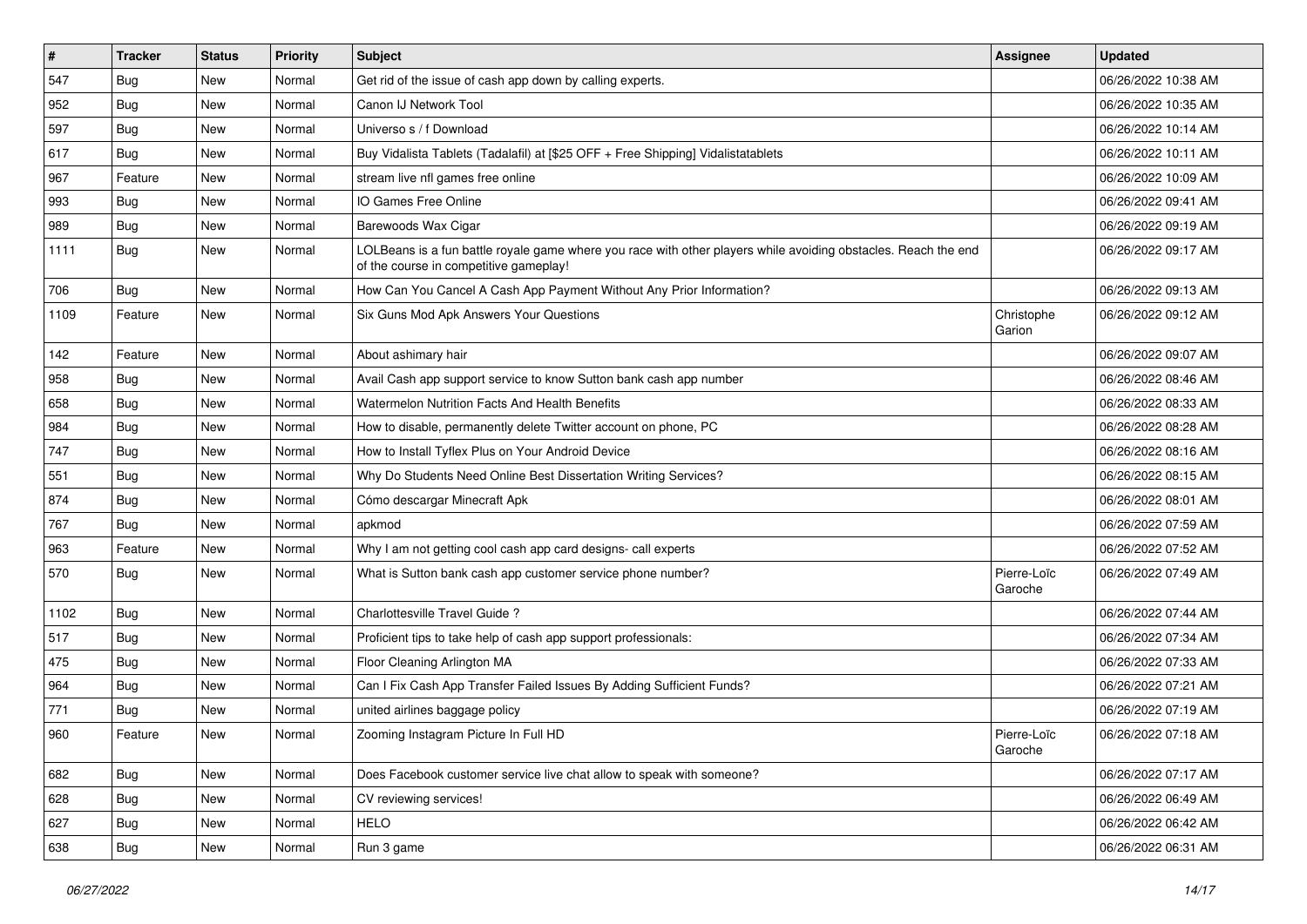| # | Tracker | Status | Priority | Subject | Assignee | Updated |
|---|---|---|---|---|---|---|
| 547 | Bug | New | Normal | Get rid of the issue of cash app down by calling experts. | | 06/26/2022 10:38 AM |
| 952 | Bug | New | Normal | Canon IJ Network Tool | | 06/26/2022 10:35 AM |
| 597 | Bug | New | Normal | Universo s / f Download | | 06/26/2022 10:14 AM |
| 617 | Bug | New | Normal | Buy Vidalista Tablets (Tadalafil) at [$25 OFF + Free Shipping] Vidalistatablets | | 06/26/2022 10:11 AM |
| 967 | Feature | New | Normal | stream live nfl games free online | | 06/26/2022 10:09 AM |
| 993 | Bug | New | Normal | IO Games Free Online | | 06/26/2022 09:41 AM |
| 989 | Bug | New | Normal | Barewoods Wax Cigar | | 06/26/2022 09:19 AM |
| 1111 | Bug | New | Normal | LOLBeans is a fun battle royale game where you race with other players while avoiding obstacles. Reach the end of the course in competitive gameplay! | | 06/26/2022 09:17 AM |
| 706 | Bug | New | Normal | How Can You Cancel A Cash App Payment Without Any Prior Information? | | 06/26/2022 09:13 AM |
| 1109 | Feature | New | Normal | Six Guns Mod Apk Answers Your Questions | Christophe Garion | 06/26/2022 09:12 AM |
| 142 | Feature | New | Normal | About ashimary hair | | 06/26/2022 09:07 AM |
| 958 | Bug | New | Normal | Avail Cash app support service to know Sutton bank cash app number | | 06/26/2022 08:46 AM |
| 658 | Bug | New | Normal | Watermelon Nutrition Facts And Health Benefits | | 06/26/2022 08:33 AM |
| 984 | Bug | New | Normal | How to disable, permanently delete Twitter account on phone, PC | | 06/26/2022 08:28 AM |
| 747 | Bug | New | Normal | How to Install Tyflex Plus on Your Android Device | | 06/26/2022 08:16 AM |
| 551 | Bug | New | Normal | Why Do Students Need Online Best Dissertation Writing Services? | | 06/26/2022 08:15 AM |
| 874 | Bug | New | Normal | Cómo descargar Minecraft Apk | | 06/26/2022 08:01 AM |
| 767 | Bug | New | Normal | apkmod | | 06/26/2022 07:59 AM |
| 963 | Feature | New | Normal | Why I am not getting cool cash app card designs- call experts | | 06/26/2022 07:52 AM |
| 570 | Bug | New | Normal | What is Sutton bank cash app customer service phone number? | Pierre-Loïc Garoche | 06/26/2022 07:49 AM |
| 1102 | Bug | New | Normal | Charlottesville Travel Guide ? | | 06/26/2022 07:44 AM |
| 517 | Bug | New | Normal | Proficient tips to take help of cash app support professionals: | | 06/26/2022 07:34 AM |
| 475 | Bug | New | Normal | Floor Cleaning Arlington MA | | 06/26/2022 07:33 AM |
| 964 | Bug | New | Normal | Can I Fix Cash App Transfer Failed Issues By Adding Sufficient Funds? | | 06/26/2022 07:21 AM |
| 771 | Bug | New | Normal | united airlines baggage policy | | 06/26/2022 07:19 AM |
| 960 | Feature | New | Normal | Zooming Instagram Picture In Full HD | Pierre-Loïc Garoche | 06/26/2022 07:18 AM |
| 682 | Bug | New | Normal | Does Facebook customer service live chat allow to speak with someone? | | 06/26/2022 07:17 AM |
| 628 | Bug | New | Normal | CV reviewing services! | | 06/26/2022 06:49 AM |
| 627 | Bug | New | Normal | HELO | | 06/26/2022 06:42 AM |
| 638 | Bug | New | Normal | Run 3 game | | 06/26/2022 06:31 AM |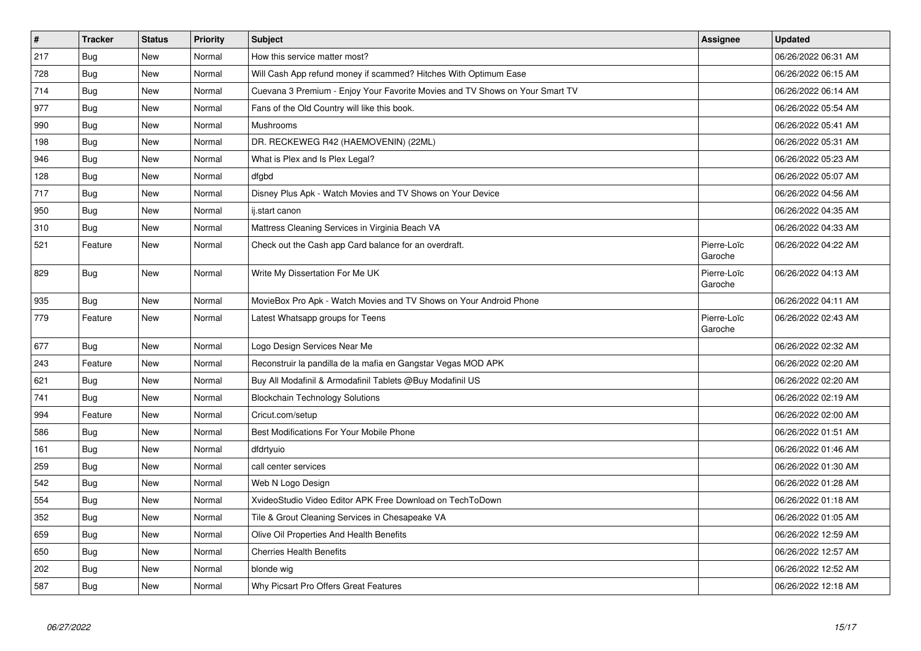| # | Tracker | Status | Priority | Subject | Assignee | Updated |
|---|---|---|---|---|---|---|
| 217 | Bug | New | Normal | How this service matter most? | | 06/26/2022 06:31 AM |
| 728 | Bug | New | Normal | Will Cash App refund money if scammed? Hitches With Optimum Ease | | 06/26/2022 06:15 AM |
| 714 | Bug | New | Normal | Cuevana 3 Premium - Enjoy Your Favorite Movies and TV Shows on Your Smart TV | | 06/26/2022 06:14 AM |
| 977 | Bug | New | Normal | Fans of the Old Country will like this book. | | 06/26/2022 05:54 AM |
| 990 | Bug | New | Normal | Mushrooms | | 06/26/2022 05:41 AM |
| 198 | Bug | New | Normal | DR. RECKEWEG R42 (HAEMOVENIN) (22ML) | | 06/26/2022 05:31 AM |
| 946 | Bug | New | Normal | What is Plex and Is Plex Legal? | | 06/26/2022 05:23 AM |
| 128 | Bug | New | Normal | dfgbd | | 06/26/2022 05:07 AM |
| 717 | Bug | New | Normal | Disney Plus Apk - Watch Movies and TV Shows on Your Device | | 06/26/2022 04:56 AM |
| 950 | Bug | New | Normal | ij.start canon | | 06/26/2022 04:35 AM |
| 310 | Bug | New | Normal | Mattress Cleaning Services in Virginia Beach VA | | 06/26/2022 04:33 AM |
| 521 | Feature | New | Normal | Check out the Cash app Card balance for an overdraft. | Pierre-Loïc Garoche | 06/26/2022 04:22 AM |
| 829 | Bug | New | Normal | Write My Dissertation For Me UK | Pierre-Loïc Garoche | 06/26/2022 04:13 AM |
| 935 | Bug | New | Normal | MovieBox Pro Apk - Watch Movies and TV Shows on Your Android Phone | | 06/26/2022 04:11 AM |
| 779 | Feature | New | Normal | Latest Whatsapp groups for Teens | Pierre-Loïc Garoche | 06/26/2022 02:43 AM |
| 677 | Bug | New | Normal | Logo Design Services Near Me | | 06/26/2022 02:32 AM |
| 243 | Feature | New | Normal | Reconstruir la pandilla de la mafia en Gangstar Vegas MOD APK | | 06/26/2022 02:20 AM |
| 621 | Bug | New | Normal | Buy All Modafinil & Armodafinil Tablets @Buy Modafinil US | | 06/26/2022 02:20 AM |
| 741 | Bug | New | Normal | Blockchain Technology Solutions | | 06/26/2022 02:19 AM |
| 994 | Feature | New | Normal | Cricut.com/setup | | 06/26/2022 02:00 AM |
| 586 | Bug | New | Normal | Best Modifications For Your Mobile Phone | | 06/26/2022 01:51 AM |
| 161 | Bug | New | Normal | dfdrtyuio | | 06/26/2022 01:46 AM |
| 259 | Bug | New | Normal | call center services | | 06/26/2022 01:30 AM |
| 542 | Bug | New | Normal | Web N Logo Design | | 06/26/2022 01:28 AM |
| 554 | Bug | New | Normal | XvideoStudio Video Editor APK Free Download on TechToDown | | 06/26/2022 01:18 AM |
| 352 | Bug | New | Normal | Tile & Grout Cleaning Services in Chesapeake VA | | 06/26/2022 01:05 AM |
| 659 | Bug | New | Normal | Olive Oil Properties And Health Benefits | | 06/26/2022 12:59 AM |
| 650 | Bug | New | Normal | Cherries Health Benefits | | 06/26/2022 12:57 AM |
| 202 | Bug | New | Normal | blonde wig | | 06/26/2022 12:52 AM |
| 587 | Bug | New | Normal | Why Picsart Pro Offers Great Features | | 06/26/2022 12:18 AM |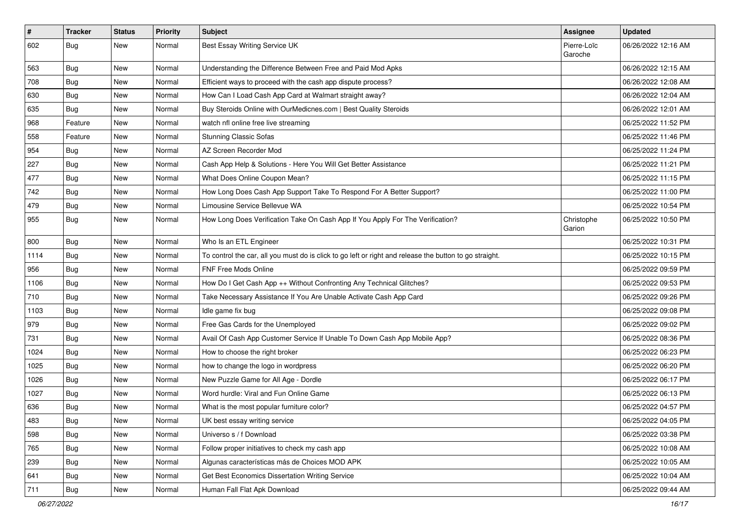| # | Tracker | Status | Priority | Subject | Assignee | Updated |
|---|---|---|---|---|---|---|
| 602 | Bug | New | Normal | Best Essay Writing Service UK | Pierre-Loïc Garoche | 06/26/2022 12:16 AM |
| 563 | Bug | New | Normal | Understanding the Difference Between Free and Paid Mod Apks | | 06/26/2022 12:15 AM |
| 708 | Bug | New | Normal | Efficient ways to proceed with the cash app dispute process? | | 06/26/2022 12:08 AM |
| 630 | Bug | New | Normal | How Can I Load Cash App Card at Walmart straight away? | | 06/26/2022 12:04 AM |
| 635 | Bug | New | Normal | Buy Steroids Online with OurMedicnes.com &#124; Best Quality Steroids | | 06/26/2022 12:01 AM |
| 968 | Feature | New | Normal | watch nfl online free live streaming | | 06/25/2022 11:52 PM |
| 558 | Feature | New | Normal | Stunning Classic Sofas | | 06/25/2022 11:46 PM |
| 954 | Bug | New | Normal | AZ Screen Recorder Mod | | 06/25/2022 11:24 PM |
| 227 | Bug | New | Normal | Cash App Help & Solutions - Here You Will Get Better Assistance | | 06/25/2022 11:21 PM |
| 477 | Bug | New | Normal | What Does Online Coupon Mean? | | 06/25/2022 11:15 PM |
| 742 | Bug | New | Normal | How Long Does Cash App Support Take To Respond For A Better Support? | | 06/25/2022 11:00 PM |
| 479 | Bug | New | Normal | Limousine Service Bellevue WA | | 06/25/2022 10:54 PM |
| 955 | Bug | New | Normal | How Long Does Verification Take On Cash App If You Apply For The Verification? | Christophe Garion | 06/25/2022 10:50 PM |
| 800 | Bug | New | Normal | Who Is an ETL Engineer | | 06/25/2022 10:31 PM |
| 1114 | Bug | New | Normal | To control the car, all you must do is click to go left or right and release the button to go straight. | | 06/25/2022 10:15 PM |
| 956 | Bug | New | Normal | FNF Free Mods Online | | 06/25/2022 09:59 PM |
| 1106 | Bug | New | Normal | How Do I Get Cash App ++ Without Confronting Any Technical Glitches? | | 06/25/2022 09:53 PM |
| 710 | Bug | New | Normal | Take Necessary Assistance If You Are Unable Activate Cash App Card | | 06/25/2022 09:26 PM |
| 1103 | Bug | New | Normal | Idle game fix bug | | 06/25/2022 09:08 PM |
| 979 | Bug | New | Normal | Free Gas Cards for the Unemployed | | 06/25/2022 09:02 PM |
| 731 | Bug | New | Normal | Avail Of Cash App Customer Service If Unable To Down Cash App Mobile App? | | 06/25/2022 08:36 PM |
| 1024 | Bug | New | Normal | How to choose the right broker | | 06/25/2022 06:23 PM |
| 1025 | Bug | New | Normal | how to change the logo in wordpress | | 06/25/2022 06:20 PM |
| 1026 | Bug | New | Normal | New Puzzle Game for All Age - Dordle | | 06/25/2022 06:17 PM |
| 1027 | Bug | New | Normal | Word hurdle: Viral and Fun Online Game | | 06/25/2022 06:13 PM |
| 636 | Bug | New | Normal | What is the most popular furniture color? | | 06/25/2022 04:57 PM |
| 483 | Bug | New | Normal | UK best essay writing service | | 06/25/2022 04:05 PM |
| 598 | Bug | New | Normal | Universo s / f Download | | 06/25/2022 03:38 PM |
| 765 | Bug | New | Normal | Follow proper initiatives to check my cash app | | 06/25/2022 10:08 AM |
| 239 | Bug | New | Normal | Algunas características más de Choices MOD APK | | 06/25/2022 10:05 AM |
| 641 | Bug | New | Normal | Get Best Economics Dissertation Writing Service | | 06/25/2022 10:04 AM |
| 711 | Bug | New | Normal | Human Fall Flat Apk Download | | 06/25/2022 09:44 AM |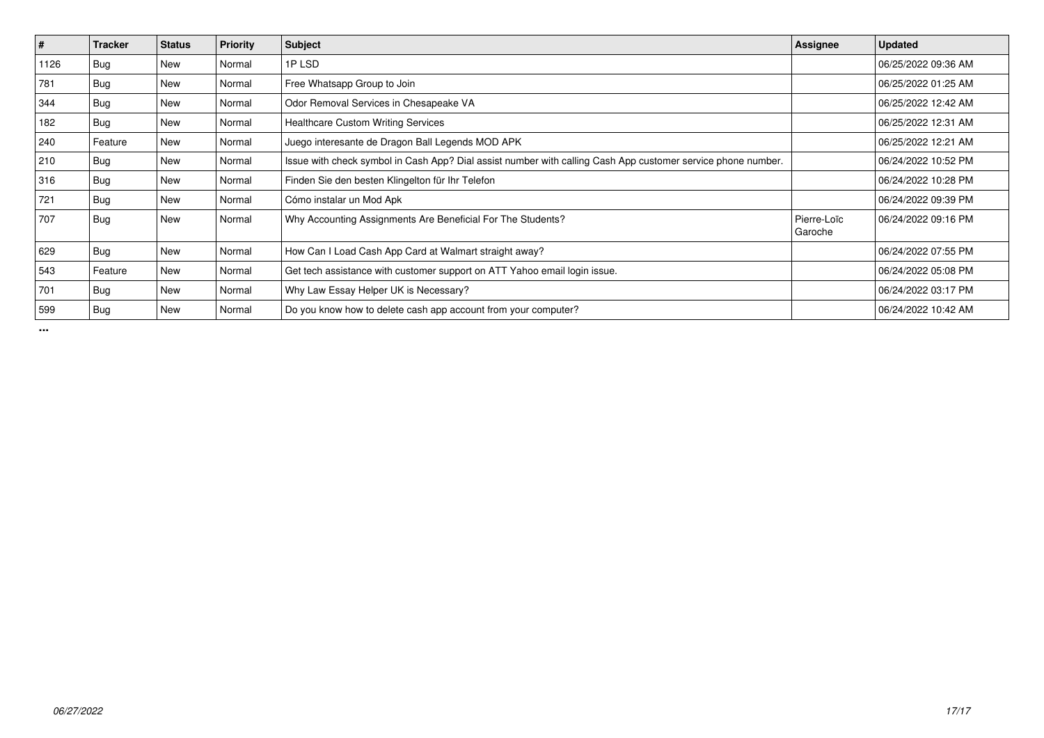| # | Tracker | Status | Priority | Subject | Assignee | Updated |
|---|---|---|---|---|---|---|
| 1126 | Bug | New | Normal | 1P LSD | | 06/25/2022 09:36 AM |
| 781 | Bug | New | Normal | Free Whatsapp Group to Join | | 06/25/2022 01:25 AM |
| 344 | Bug | New | Normal | Odor Removal Services in Chesapeake VA | | 06/25/2022 12:42 AM |
| 182 | Bug | New | Normal | Healthcare Custom Writing Services | | 06/25/2022 12:31 AM |
| 240 | Feature | New | Normal | Juego interesante de Dragon Ball Legends MOD APK | | 06/25/2022 12:21 AM |
| 210 | Bug | New | Normal | Issue with check symbol in Cash App? Dial assist number with calling Cash App customer service phone number. | | 06/24/2022 10:52 PM |
| 316 | Bug | New | Normal | Finden Sie den besten Klingelton für Ihr Telefon | | 06/24/2022 10:28 PM |
| 721 | Bug | New | Normal | Cómo instalar un Mod Apk | | 06/24/2022 09:39 PM |
| 707 | Bug | New | Normal | Why Accounting Assignments Are Beneficial For The Students? | Pierre-Loïc Garoche | 06/24/2022 09:16 PM |
| 629 | Bug | New | Normal | How Can I Load Cash App Card at Walmart straight away? | | 06/24/2022 07:55 PM |
| 543 | Feature | New | Normal | Get tech assistance with customer support on ATT Yahoo email login issue. | | 06/24/2022 05:08 PM |
| 701 | Bug | New | Normal | Why Law Essay Helper UK is Necessary? | | 06/24/2022 03:17 PM |
| 599 | Bug | New | Normal | Do you know how to delete cash app account from your computer? | | 06/24/2022 10:42 AM |

...